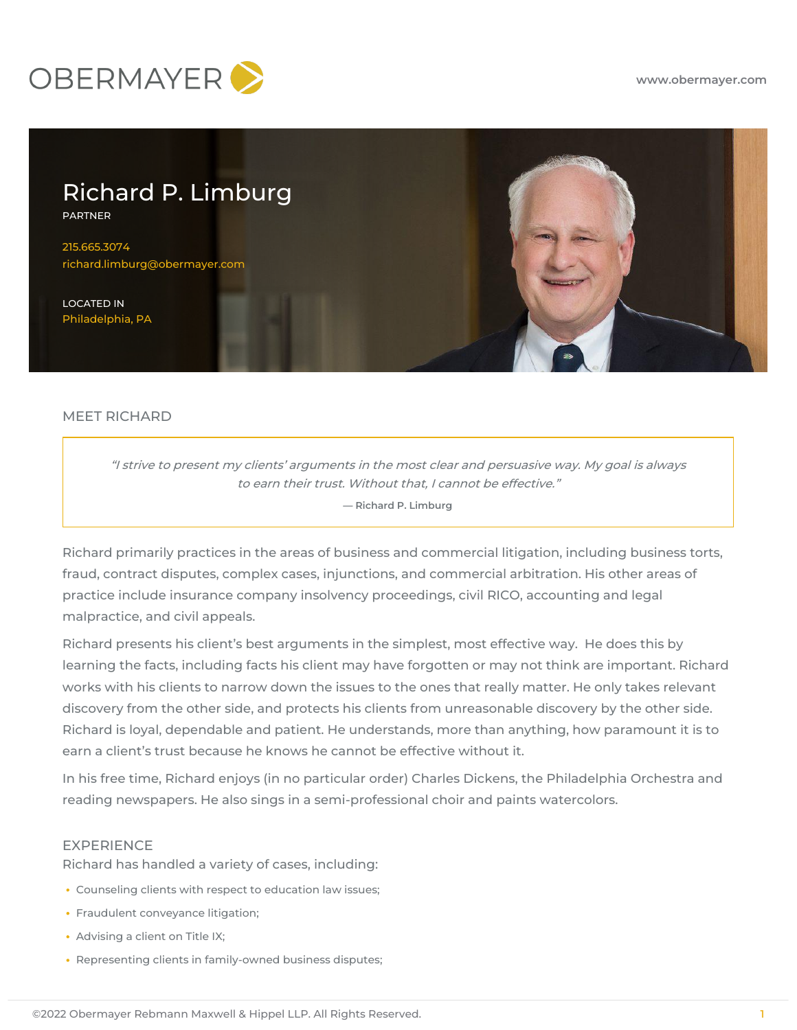OBERMAYER

www.obermayer.com

# Richard P. Limburg

PARTNER

215.665.3074
richard.limburg@obermayer.com

LOCATED IN
Philadelphia, PA

## MEET RICHARD

> *"I strive to present my clients' arguments in the most clear and persuasive way. My goal is always to earn their trust. Without that, I cannot be effective."*
>
> — Richard P. Limburg

Richard primarily practices in the areas of business and commercial litigation, including business torts, fraud, contract disputes, complex cases, injunctions, and commercial arbitration. His other areas of practice include insurance company insolvency proceedings, civil RICO, accounting and legal malpractice, and civil appeals.

Richard presents his client's best arguments in the simplest, most effective way. He does this by learning the facts, including facts his client may have forgotten or may not think are important. Richard works with his clients to narrow down the issues to the ones that really matter. He only takes relevant discovery from the other side, and protects his clients from unreasonable discovery by the other side. Richard is loyal, dependable and patient. He understands, more than anything, how paramount it is to earn a client's trust because he knows he cannot be effective without it.

In his free time, Richard enjoys (in no particular order) Charles Dickens, the Philadelphia Orchestra and reading newspapers. He also sings in a semi-professional choir and paints watercolors.

## EXPERIENCE

Richard has handled a variety of cases, including:

- Counseling clients with respect to education law issues;
- Fraudulent conveyance litigation;
- Advising a client on Title IX;
- Representing clients in family-owned business disputes;

©2022 Obermayer Rebmann Maxwell & Hippel LLP. All Rights Reserved.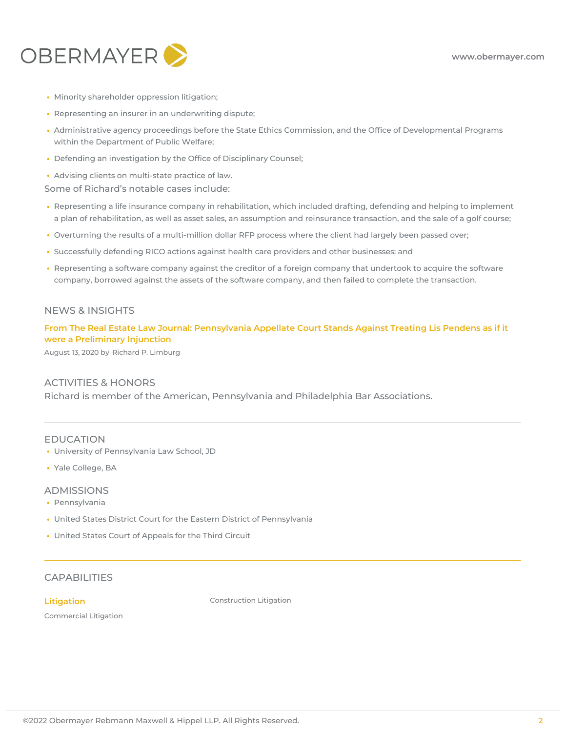- Minority shareholder oppression litigation;
- Representing an insurer in an underwriting dispute;
- Administrative agency proceedings before the State Ethics Commission, and the Office of Developmental Programs within the Department of Public Welfare;
- Defending an investigation by the Office of Disciplinary Counsel;
- Advising clients on multi-state practice of law.

Some of Richard's notable cases include:

- Representing a life insurance company in rehabilitation, which included drafting, defending and helping to implement a plan of rehabilitation, as well as asset sales, an assumption and reinsurance transaction, and the sale of a golf course;
- Overturning the results of a multi-million dollar RFP process where the client had largely been passed over;
- Successfully defending RICO actions against health care providers and other businesses; and
- Representing a software company against the creditor of a foreign company that undertook to acquire the software company, borrowed against the assets of the software company, and then failed to complete the transaction.

## NEWS & INSIGHTS

**From The Real Estate Law Journal: Pennsylvania Appellate Court Stands Against Treating Lis Pendens as if it were a Preliminary Injunction**

August 13, 2020 by Richard P. Limburg

## ACTIVITIES & HONORS

Richard is member of the American, Pennsylvania and Philadelphia Bar Associations.

## EDUCATION

- University of Pennsylvania Law School, JD
- Yale College, BA

## ADMISSIONS

- Pennsylvania
- United States District Court for the Eastern District of Pennsylvania
- United States Court of Appeals for the Third Circuit

## CAPABILITIES

**Litigation**

Commercial Litigation

Construction Litigation